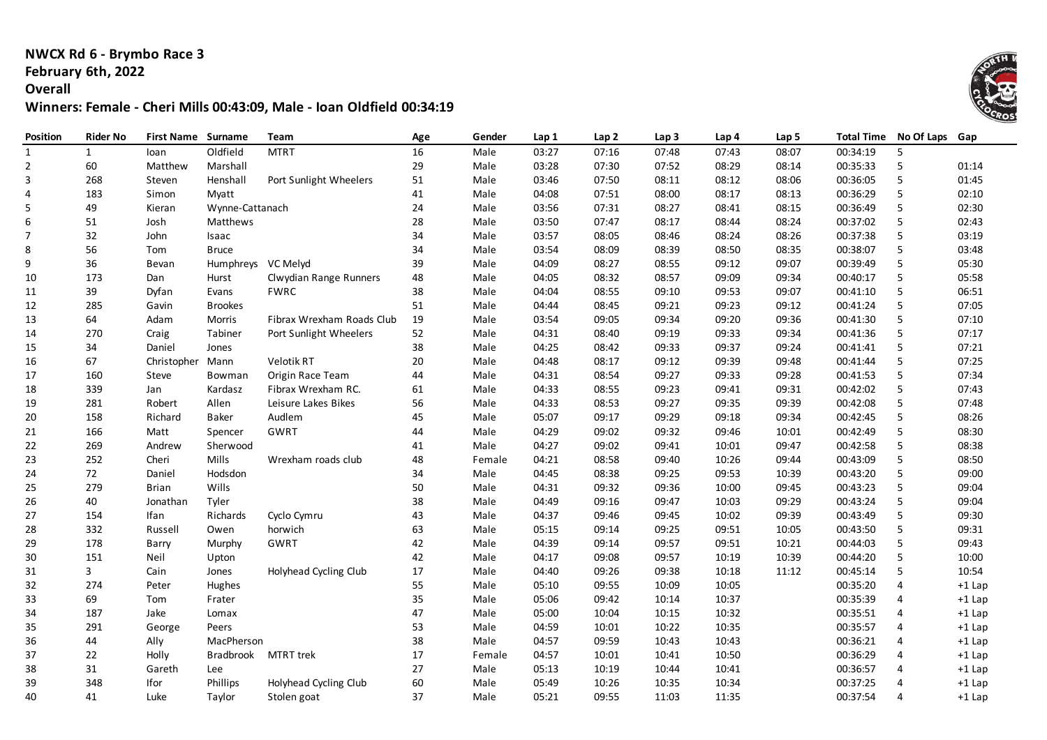# NWCX Rd 6 - Brymbo Race 3

**February 6th, 2022**

**Overall**

**Winners: Female - Cheri Mills 00:43:09, Male - Ioan Oldfield 00:34:19**

| Position | Rider No | First Name | Surname | Team | Age | Gender | Lap 1 | Lap 2 | Lap 3 | Lap 4 | Lap 5 | Total Time | No Of Laps | Gap |
|---|---|---|---|---|---|---|---|---|---|---|---|---|---|---|
| 1 | 1 | Ioan | Oldfield | MTRT | 16 | Male | 03:27 | 07:16 | 07:48 | 07:43 | 08:07 | 00:34:19 | 5 | |
| 2 | 60 | Matthew | Marshall | | 29 | Male | 03:28 | 07:30 | 07:52 | 08:29 | 08:14 | 00:35:33 | 5 | 01:14 |
| 3 | 268 | Steven | Henshall | Port Sunlight Wheelers | 51 | Male | 03:46 | 07:50 | 08:11 | 08:12 | 08:06 | 00:36:05 | 5 | 01:45 |
| 4 | 183 | Simon | Myatt | | 41 | Male | 04:08 | 07:51 | 08:00 | 08:17 | 08:13 | 00:36:29 | 5 | 02:10 |
| 5 | 49 | Kieran | Wynne-Cattanach | | 24 | Male | 03:56 | 07:31 | 08:27 | 08:41 | 08:15 | 00:36:49 | 5 | 02:30 |
| 6 | 51 | Josh | Matthews | | 28 | Male | 03:50 | 07:47 | 08:17 | 08:44 | 08:24 | 00:37:02 | 5 | 02:43 |
| 7 | 32 | John | Isaac | | 34 | Male | 03:57 | 08:05 | 08:46 | 08:24 | 08:26 | 00:37:38 | 5 | 03:19 |
| 8 | 56 | Tom | Bruce | | 34 | Male | 03:54 | 08:09 | 08:39 | 08:50 | 08:35 | 00:38:07 | 5 | 03:48 |
| 9 | 36 | Bevan | Humphreys | VC Melyd | 39 | Male | 04:09 | 08:27 | 08:55 | 09:12 | 09:07 | 00:39:49 | 5 | 05:30 |
| 10 | 173 | Dan | Hurst | Clwydian Range Runners | 48 | Male | 04:05 | 08:32 | 08:57 | 09:09 | 09:34 | 00:40:17 | 5 | 05:58 |
| 11 | 39 | Dyfan | Evans | FWRC | 38 | Male | 04:04 | 08:55 | 09:10 | 09:53 | 09:07 | 00:41:10 | 5 | 06:51 |
| 12 | 285 | Gavin | Brookes | | 51 | Male | 04:44 | 08:45 | 09:21 | 09:23 | 09:12 | 00:41:24 | 5 | 07:05 |
| 13 | 64 | Adam | Morris | Fibrax Wrexham Roads Club | 19 | Male | 03:54 | 09:05 | 09:34 | 09:20 | 09:36 | 00:41:30 | 5 | 07:10 |
| 14 | 270 | Craig | Tabiner | Port Sunlight Wheelers | 52 | Male | 04:31 | 08:40 | 09:19 | 09:33 | 09:34 | 00:41:36 | 5 | 07:17 |
| 15 | 34 | Daniel | Jones | | 38 | Male | 04:25 | 08:42 | 09:33 | 09:37 | 09:24 | 00:41:41 | 5 | 07:21 |
| 16 | 67 | Christopher | Mann | Velotik RT | 20 | Male | 04:48 | 08:17 | 09:12 | 09:39 | 09:48 | 00:41:44 | 5 | 07:25 |
| 17 | 160 | Steve | Bowman | Origin Race Team | 44 | Male | 04:31 | 08:54 | 09:27 | 09:33 | 09:28 | 00:41:53 | 5 | 07:34 |
| 18 | 339 | Jan | Kardasz | Fibrax Wrexham RC. | 61 | Male | 04:33 | 08:55 | 09:23 | 09:41 | 09:31 | 00:42:02 | 5 | 07:43 |
| 19 | 281 | Robert | Allen | Leisure Lakes Bikes | 56 | Male | 04:33 | 08:53 | 09:27 | 09:35 | 09:39 | 00:42:08 | 5 | 07:48 |
| 20 | 158 | Richard | Baker | Audlem | 45 | Male | 05:07 | 09:17 | 09:29 | 09:18 | 09:34 | 00:42:45 | 5 | 08:26 |
| 21 | 166 | Matt | Spencer | GWRT | 44 | Male | 04:29 | 09:02 | 09:32 | 09:46 | 10:01 | 00:42:49 | 5 | 08:30 |
| 22 | 269 | Andrew | Sherwood | | 41 | Male | 04:27 | 09:02 | 09:41 | 10:01 | 09:47 | 00:42:58 | 5 | 08:38 |
| 23 | 252 | Cheri | Mills | Wrexham roads club | 48 | Female | 04:21 | 08:58 | 09:40 | 10:26 | 09:44 | 00:43:09 | 5 | 08:50 |
| 24 | 72 | Daniel | Hodsdon | | 34 | Male | 04:45 | 08:38 | 09:25 | 09:53 | 10:39 | 00:43:20 | 5 | 09:00 |
| 25 | 279 | Brian | Wills | | 50 | Male | 04:31 | 09:32 | 09:36 | 10:00 | 09:45 | 00:43:23 | 5 | 09:04 |
| 26 | 40 | Jonathan | Tyler | | 38 | Male | 04:49 | 09:16 | 09:47 | 10:03 | 09:29 | 00:43:24 | 5 | 09:04 |
| 27 | 154 | Ifan | Richards | Cyclo Cymru | 43 | Male | 04:37 | 09:46 | 09:45 | 10:02 | 09:39 | 00:43:49 | 5 | 09:30 |
| 28 | 332 | Russell | Owen | horwich | 63 | Male | 05:15 | 09:14 | 09:25 | 09:51 | 10:05 | 00:43:50 | 5 | 09:31 |
| 29 | 178 | Barry | Murphy | GWRT | 42 | Male | 04:39 | 09:14 | 09:57 | 09:51 | 10:21 | 00:44:03 | 5 | 09:43 |
| 30 | 151 | Neil | Upton | | 42 | Male | 04:17 | 09:08 | 09:57 | 10:19 | 10:39 | 00:44:20 | 5 | 10:00 |
| 31 | 3 | Cain | Jones | Holyhead Cycling Club | 17 | Male | 04:40 | 09:26 | 09:38 | 10:18 | 11:12 | 00:45:14 | 5 | 10:54 |
| 32 | 274 | Peter | Hughes | | 55 | Male | 05:10 | 09:55 | 10:09 | 10:05 | | 00:35:20 | 4 | +1 Lap |
| 33 | 69 | Tom | Frater | | 35 | Male | 05:06 | 09:42 | 10:14 | 10:37 | | 00:35:39 | 4 | +1 Lap |
| 34 | 187 | Jake | Lomax | | 47 | Male | 05:00 | 10:04 | 10:15 | 10:32 | | 00:35:51 | 4 | +1 Lap |
| 35 | 291 | George | Peers | | 53 | Male | 04:59 | 10:01 | 10:22 | 10:35 | | 00:35:57 | 4 | +1 Lap |
| 36 | 44 | Ally | MacPherson | | 38 | Male | 04:57 | 09:59 | 10:43 | 10:43 | | 00:36:21 | 4 | +1 Lap |
| 37 | 22 | Holly | Bradbrook | MTRT trek | 17 | Female | 04:57 | 10:01 | 10:41 | 10:50 | | 00:36:29 | 4 | +1 Lap |
| 38 | 31 | Gareth | Lee | | 27 | Male | 05:13 | 10:19 | 10:44 | 10:41 | | 00:36:57 | 4 | +1 Lap |
| 39 | 348 | Ifor | Phillips | Holyhead Cycling Club | 60 | Male | 05:49 | 10:26 | 10:35 | 10:34 | | 00:37:25 | 4 | +1 Lap |
| 40 | 41 | Luke | Taylor | Stolen goat | 37 | Male | 05:21 | 09:55 | 11:03 | 11:35 | | 00:37:54 | 4 | +1 Lap |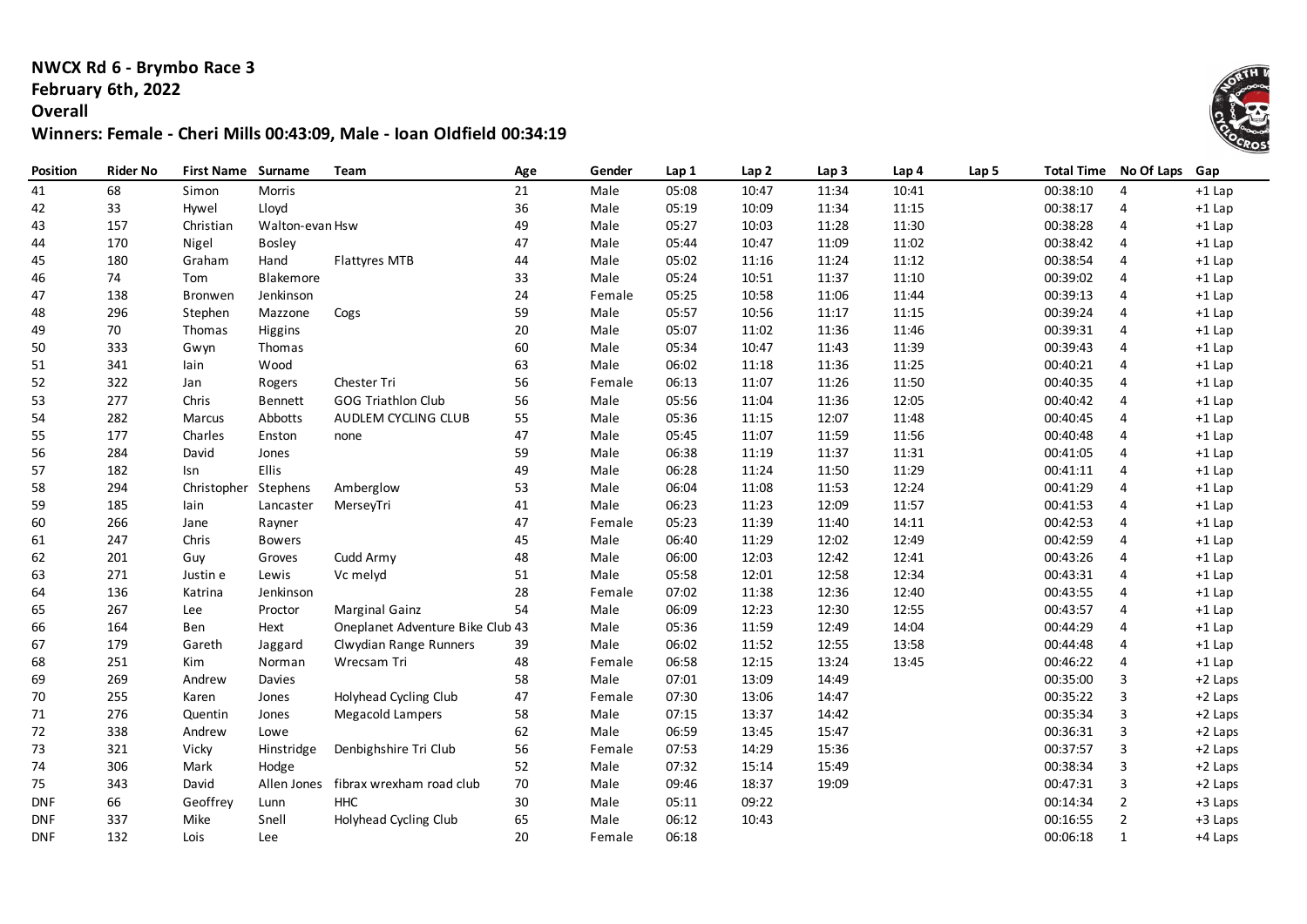**NWCX Rd 6 - Brymbo Race 3**
**February 6th, 2022**
**Overall**
**Winners: Female - Cheri Mills 00:43:09, Male - Ioan Oldfield 00:34:19**

| Position | Rider No | First Name | Surname | Team | Age | Gender | Lap 1 | Lap 2 | Lap 3 | Lap 4 | Lap 5 | Total Time | No Of Laps | Gap |
|---|---|---|---|---|---|---|---|---|---|---|---|---|---|---|
| 41 | 68 | Simon | Morris | | 21 | Male | 05:08 | 10:47 | 11:34 | 10:41 | | 00:38:10 | 4 | +1 Lap |
| 42 | 33 | Hywel | Lloyd | | 36 | Male | 05:19 | 10:09 | 11:34 | 11:15 | | 00:38:17 | 4 | +1 Lap |
| 43 | 157 | Christian | Walton-evan | Hsw | 49 | Male | 05:27 | 10:03 | 11:28 | 11:30 | | 00:38:28 | 4 | +1 Lap |
| 44 | 170 | Nigel | Bosley | | 47 | Male | 05:44 | 10:47 | 11:09 | 11:02 | | 00:38:42 | 4 | +1 Lap |
| 45 | 180 | Graham | Hand | Flattyres MTB | 44 | Male | 05:02 | 11:16 | 11:24 | 11:12 | | 00:38:54 | 4 | +1 Lap |
| 46 | 74 | Tom | Blakemore | | 33 | Male | 05:24 | 10:51 | 11:37 | 11:10 | | 00:39:02 | 4 | +1 Lap |
| 47 | 138 | Bronwen | Jenkinson | | 24 | Female | 05:25 | 10:58 | 11:06 | 11:44 | | 00:39:13 | 4 | +1 Lap |
| 48 | 296 | Stephen | Mazzone | Cogs | 59 | Male | 05:57 | 10:56 | 11:17 | 11:15 | | 00:39:24 | 4 | +1 Lap |
| 49 | 70 | Thomas | Higgins | | 20 | Male | 05:07 | 11:02 | 11:36 | 11:46 | | 00:39:31 | 4 | +1 Lap |
| 50 | 333 | Gwyn | Thomas | | 60 | Male | 05:34 | 10:47 | 11:43 | 11:39 | | 00:39:43 | 4 | +1 Lap |
| 51 | 341 | Iain | Wood | | 63 | Male | 06:02 | 11:18 | 11:36 | 11:25 | | 00:40:21 | 4 | +1 Lap |
| 52 | 322 | Jan | Rogers | Chester Tri | 56 | Female | 06:13 | 11:07 | 11:26 | 11:50 | | 00:40:35 | 4 | +1 Lap |
| 53 | 277 | Chris | Bennett | GOG Triathlon Club | 56 | Male | 05:56 | 11:04 | 11:36 | 12:05 | | 00:40:42 | 4 | +1 Lap |
| 54 | 282 | Marcus | Abbotts | AUDLEM CYCLING CLUB | 55 | Male | 05:36 | 11:15 | 12:07 | 11:48 | | 00:40:45 | 4 | +1 Lap |
| 55 | 177 | Charles | Enston | none | 47 | Male | 05:45 | 11:07 | 11:59 | 11:56 | | 00:40:48 | 4 | +1 Lap |
| 56 | 284 | David | Jones | | 59 | Male | 06:38 | 11:19 | 11:37 | 11:31 | | 00:41:05 | 4 | +1 Lap |
| 57 | 182 | Isn | Ellis | | 49 | Male | 06:28 | 11:24 | 11:50 | 11:29 | | 00:41:11 | 4 | +1 Lap |
| 58 | 294 | Christopher | Stephens | Amberglow | 53 | Male | 06:04 | 11:08 | 11:53 | 12:24 | | 00:41:29 | 4 | +1 Lap |
| 59 | 185 | Iain | Lancaster | MerseyTri | 41 | Male | 06:23 | 11:23 | 12:09 | 11:57 | | 00:41:53 | 4 | +1 Lap |
| 60 | 266 | Jane | Rayner | | 47 | Female | 05:23 | 11:39 | 11:40 | 14:11 | | 00:42:53 | 4 | +1 Lap |
| 61 | 247 | Chris | Bowers | | 45 | Male | 06:40 | 11:29 | 12:02 | 12:49 | | 00:42:59 | 4 | +1 Lap |
| 62 | 201 | Guy | Groves | Cudd Army | 48 | Male | 06:00 | 12:03 | 12:42 | 12:41 | | 00:43:26 | 4 | +1 Lap |
| 63 | 271 | Justin e | Lewis | Vc melyd | 51 | Male | 05:58 | 12:01 | 12:58 | 12:34 | | 00:43:31 | 4 | +1 Lap |
| 64 | 136 | Katrina | Jenkinson | | 28 | Female | 07:02 | 11:38 | 12:36 | 12:40 | | 00:43:55 | 4 | +1 Lap |
| 65 | 267 | Lee | Proctor | Marginal Gainz | 54 | Male | 06:09 | 12:23 | 12:30 | 12:55 | | 00:43:57 | 4 | +1 Lap |
| 66 | 164 | Ben | Hext | Oneplanet Adventure Bike Club | 43 | Male | 05:36 | 11:59 | 12:49 | 14:04 | | 00:44:29 | 4 | +1 Lap |
| 67 | 179 | Gareth | Jaggard | Clwydian Range Runners | 39 | Male | 06:02 | 11:52 | 12:55 | 13:58 | | 00:44:48 | 4 | +1 Lap |
| 68 | 251 | Kim | Norman | Wrecsam Tri | 48 | Female | 06:58 | 12:15 | 13:24 | 13:45 | | 00:46:22 | 4 | +1 Lap |
| 69 | 269 | Andrew | Davies | | 58 | Male | 07:01 | 13:09 | 14:49 | | | 00:35:00 | 3 | +2 Laps |
| 70 | 255 | Karen | Jones | Holyhead Cycling Club | 47 | Female | 07:30 | 13:06 | 14:47 | | | 00:35:22 | 3 | +2 Laps |
| 71 | 276 | Quentin | Jones | Megacold Lampers | 58 | Male | 07:15 | 13:37 | 14:42 | | | 00:35:34 | 3 | +2 Laps |
| 72 | 338 | Andrew | Lowe | | 62 | Male | 06:59 | 13:45 | 15:47 | | | 00:36:31 | 3 | +2 Laps |
| 73 | 321 | Vicky | Hinstridge | Denbighshire Tri Club | 56 | Female | 07:53 | 14:29 | 15:36 | | | 00:37:57 | 3 | +2 Laps |
| 74 | 306 | Mark | Hodge | | 52 | Male | 07:32 | 15:14 | 15:49 | | | 00:38:34 | 3 | +2 Laps |
| 75 | 343 | David | Allen Jones | fibrax wrexham road club | 70 | Male | 09:46 | 18:37 | 19:09 | | | 00:47:31 | 3 | +2 Laps |
| DNF | 66 | Geoffrey | Lunn | HHC | 30 | Male | 05:11 | 09:22 | | | | 00:14:34 | 2 | +3 Laps |
| DNF | 337 | Mike | Snell | Holyhead Cycling Club | 65 | Male | 06:12 | 10:43 | | | | 00:16:55 | 2 | +3 Laps |
| DNF | 132 | Lois | Lee | | 20 | Female | 06:18 | | | | | 00:06:18 | 1 | +4 Laps |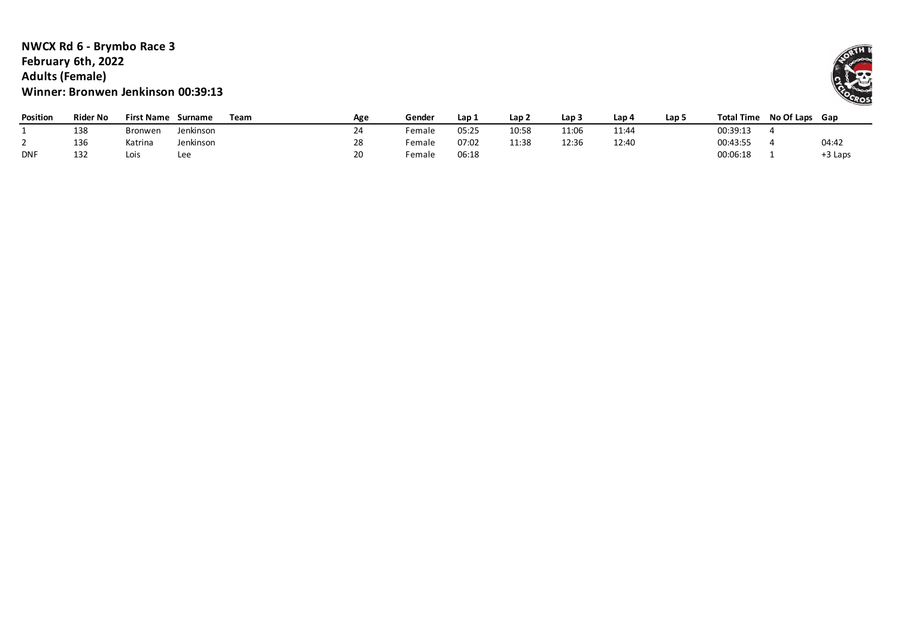**NWCX Rd 6 - Brymbo Race 3**
**February 6th, 2022**
**Adults (Female)**
**Winner: Bronwen Jenkinson 00:39:13**

| Position | Rider No | First Name | Surname | Team | Age | Gender | Lap 1 | Lap 2 | Lap 3 | Lap 4 | Lap 5 | Total Time | No Of Laps | Gap |
|---|---|---|---|---|---|---|---|---|---|---|---|---|---|---|
| 1 | 138 | Bronwen | Jenkinson | | 24 | Female | 05:25 | 10:58 | 11:06 | 11:44 | | 00:39:13 | 4 | |
| 2 | 136 | Katrina | Jenkinson | | 28 | Female | 07:02 | 11:38 | 12:36 | 12:40 | | 00:43:55 | 4 | 04:42 |
| DNF | 132 | Lois | Lee | | 20 | Female | 06:18 | | | | | 00:06:18 | 1 | +3 Laps |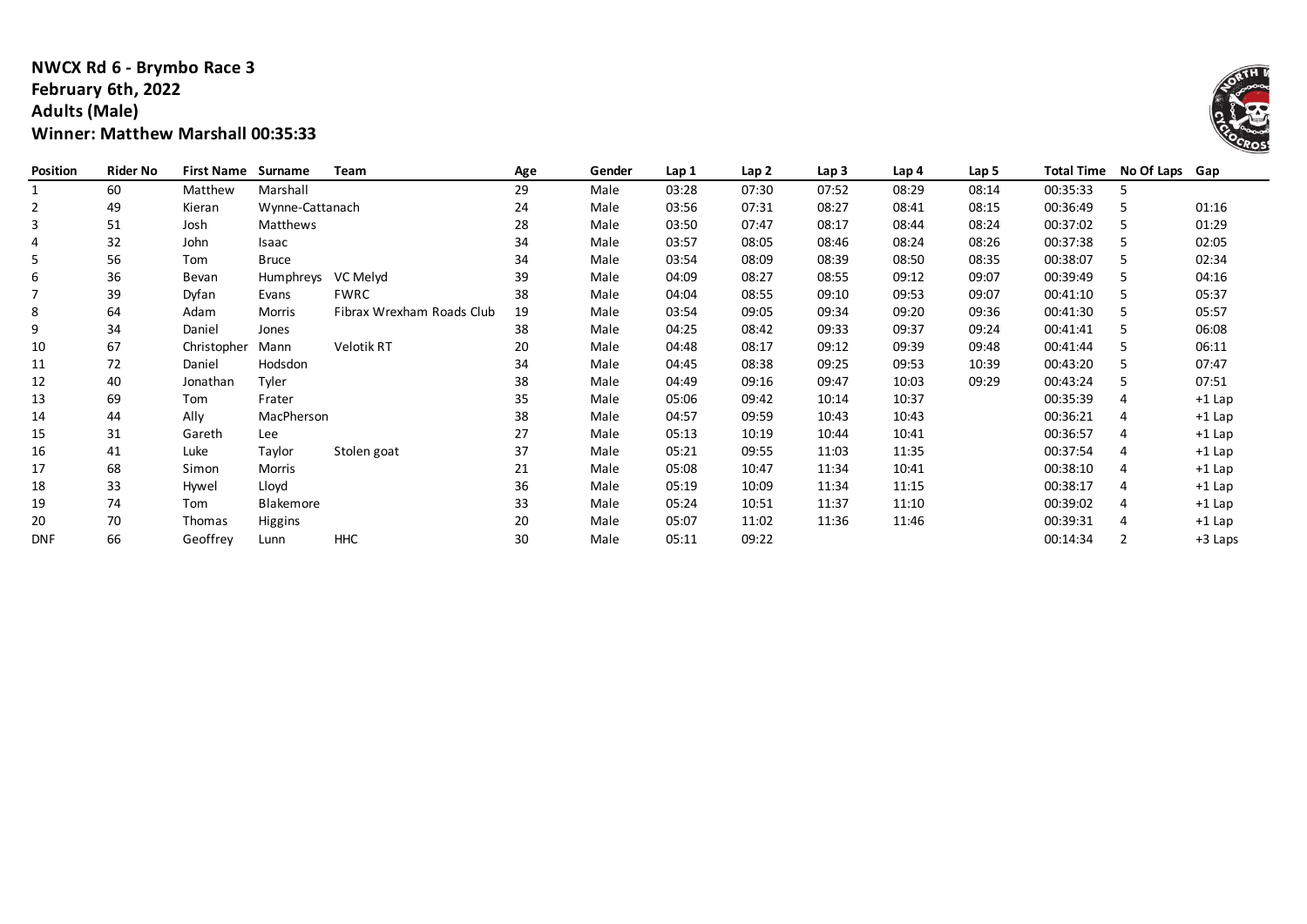**NWCX Rd 6 - Brymbo Race 3**
**February 6th, 2022**
**Adults (Male)**
**Winner: Matthew Marshall 00:35:33**

| Position | Rider No | First Name | Surname | Team | Age | Gender | Lap 1 | Lap 2 | Lap 3 | Lap 4 | Lap 5 | Total Time | No Of Laps | Gap |
|---|---|---|---|---|---|---|---|---|---|---|---|---|---|---|
| 1 | 60 | Matthew | Marshall | | 29 | Male | 03:28 | 07:30 | 07:52 | 08:29 | 08:14 | 00:35:33 | 5 | |
| 2 | 49 | Kieran | Wynne-Cattanach | | 24 | Male | 03:56 | 07:31 | 08:27 | 08:41 | 08:15 | 00:36:49 | 5 | 01:16 |
| 3 | 51 | Josh | Matthews | | 28 | Male | 03:50 | 07:47 | 08:17 | 08:44 | 08:24 | 00:37:02 | 5 | 01:29 |
| 4 | 32 | John | Isaac | | 34 | Male | 03:57 | 08:05 | 08:46 | 08:24 | 08:26 | 00:37:38 | 5 | 02:05 |
| 5 | 56 | Tom | Bruce | | 34 | Male | 03:54 | 08:09 | 08:39 | 08:50 | 08:35 | 00:38:07 | 5 | 02:34 |
| 6 | 36 | Bevan | Humphreys | VC Melyd | 39 | Male | 04:09 | 08:27 | 08:55 | 09:12 | 09:07 | 00:39:49 | 5 | 04:16 |
| 7 | 39 | Dyfan | Evans | FWRC | 38 | Male | 04:04 | 08:55 | 09:10 | 09:53 | 09:07 | 00:41:10 | 5 | 05:37 |
| 8 | 64 | Adam | Morris | Fibrax Wrexham Roads Club | 19 | Male | 03:54 | 09:05 | 09:34 | 09:20 | 09:36 | 00:41:30 | 5 | 05:57 |
| 9 | 34 | Daniel | Jones | | 38 | Male | 04:25 | 08:42 | 09:33 | 09:37 | 09:24 | 00:41:41 | 5 | 06:08 |
| 10 | 67 | Christopher | Mann | Velotik RT | 20 | Male | 04:48 | 08:17 | 09:12 | 09:39 | 09:48 | 00:41:44 | 5 | 06:11 |
| 11 | 72 | Daniel | Hodsdon | | 34 | Male | 04:45 | 08:38 | 09:25 | 09:53 | 10:39 | 00:43:20 | 5 | 07:47 |
| 12 | 40 | Jonathan | Tyler | | 38 | Male | 04:49 | 09:16 | 09:47 | 10:03 | 09:29 | 00:43:24 | 5 | 07:51 |
| 13 | 69 | Tom | Frater | | 35 | Male | 05:06 | 09:42 | 10:14 | 10:37 | | 00:35:39 | 4 | +1 Lap |
| 14 | 44 | Ally | MacPherson | | 38 | Male | 04:57 | 09:59 | 10:43 | 10:43 | | 00:36:21 | 4 | +1 Lap |
| 15 | 31 | Gareth | Lee | | 27 | Male | 05:13 | 10:19 | 10:44 | 10:41 | | 00:36:57 | 4 | +1 Lap |
| 16 | 41 | Luke | Taylor | Stolen goat | 37 | Male | 05:21 | 09:55 | 11:03 | 11:35 | | 00:37:54 | 4 | +1 Lap |
| 17 | 68 | Simon | Morris | | 21 | Male | 05:08 | 10:47 | 11:34 | 10:41 | | 00:38:10 | 4 | +1 Lap |
| 18 | 33 | Hywel | Lloyd | | 36 | Male | 05:19 | 10:09 | 11:34 | 11:15 | | 00:38:17 | 4 | +1 Lap |
| 19 | 74 | Tom | Blakemore | | 33 | Male | 05:24 | 10:51 | 11:37 | 11:10 | | 00:39:02 | 4 | +1 Lap |
| 20 | 70 | Thomas | Higgins | | 20 | Male | 05:07 | 11:02 | 11:36 | 11:46 | | 00:39:31 | 4 | +1 Lap |
| DNF | 66 | Geoffrey | Lunn | HHC | 30 | Male | 05:11 | 09:22 | | | | 00:14:34 | 2 | +3 Laps |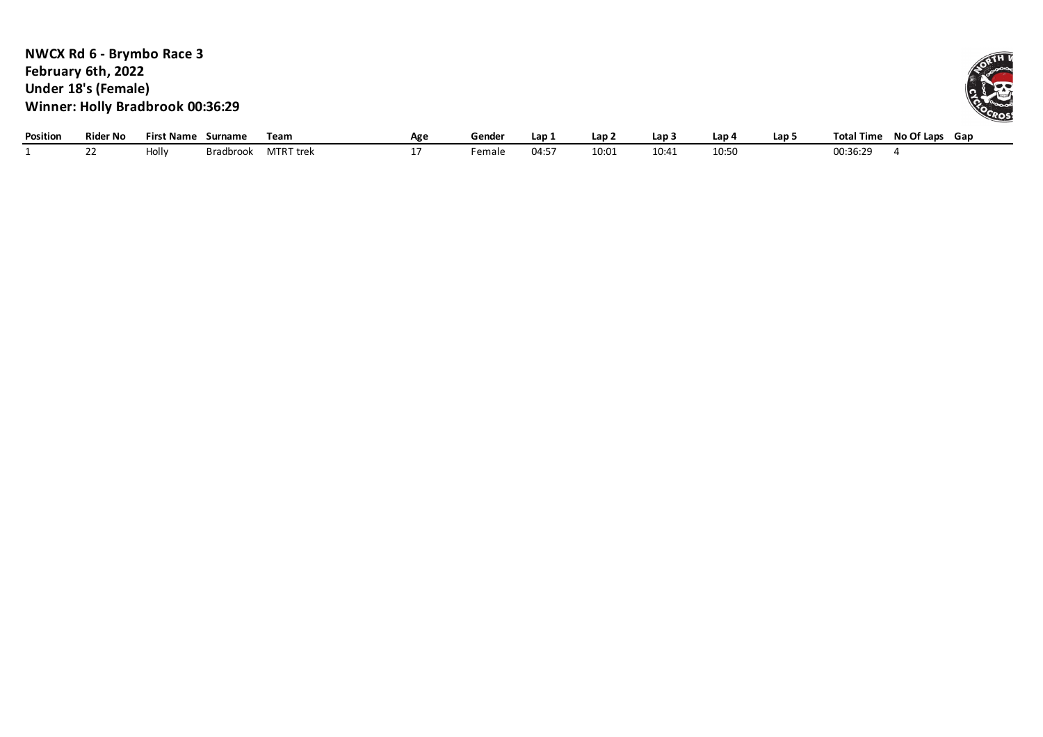**NWCX Rd 6 - Brymbo Race 3**
**February 6th, 2022**
**Under 18's (Female)**
**Winner: Holly Bradbrook 00:36:29**

| Position | Rider No | First Name | Surname | Team | Age | Gender | Lap 1 | Lap 2 | Lap 3 | Lap 4 | Lap 5 | Total Time | No Of Laps | Gap |
|---|---|---|---|---|---|---|---|---|---|---|---|---|---|---|
| 1 | 22 | Holly | Bradbrook | MTRT trek | 17 | Female | 04:57 | 10:01 | 10:41 | 10:50 | | 00:36:29 | 4 | |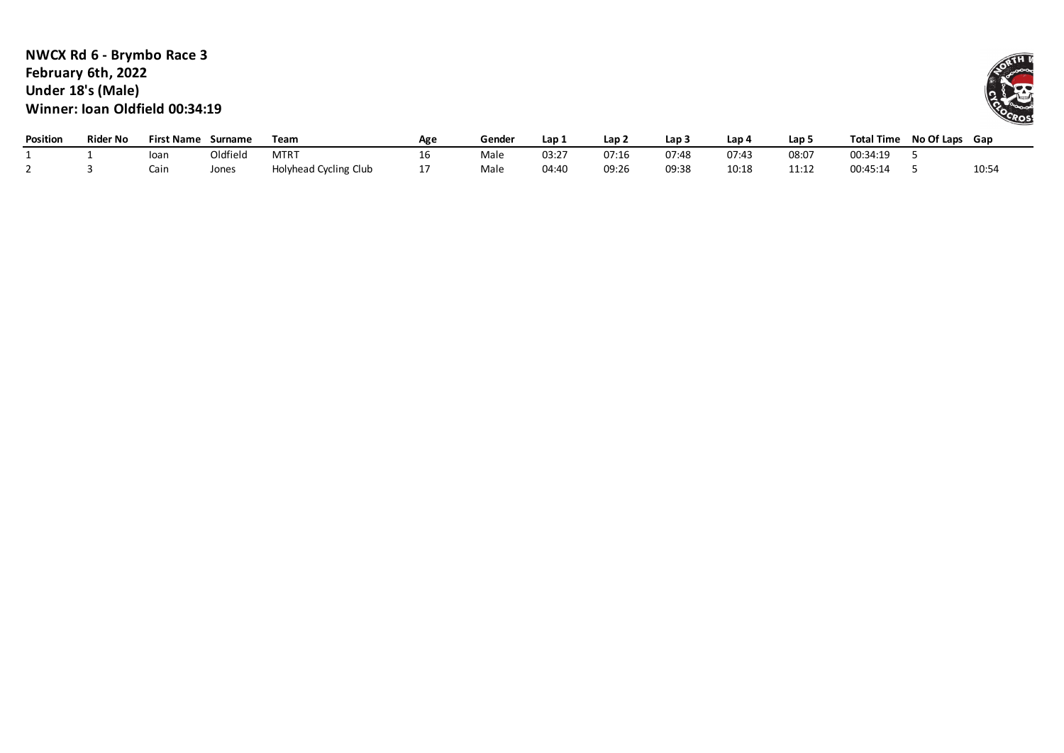**NWCX Rd 6 - Brymbo Race 3**
**February 6th, 2022**
**Under 18's (Male)**
**Winner: Ioan Oldfield 00:34:19**

| Position | Rider No | First Name | Surname | Team | Age | Gender | Lap 1 | Lap 2 | Lap 3 | Lap 4 | Lap 5 | Total Time | No Of Laps | Gap |
|---|---|---|---|---|---|---|---|---|---|---|---|---|---|---|
| 1 | 1 | Ioan | Oldfield | MTRT | 16 | Male | 03:27 | 07:16 | 07:48 | 07:43 | 08:07 | 00:34:19 | 5 | |
| 2 | 3 | Cain | Jones | Holyhead Cycling Club | 17 | Male | 04:40 | 09:26 | 09:38 | 10:18 | 11:12 | 00:45:14 | 5 | 10:54 |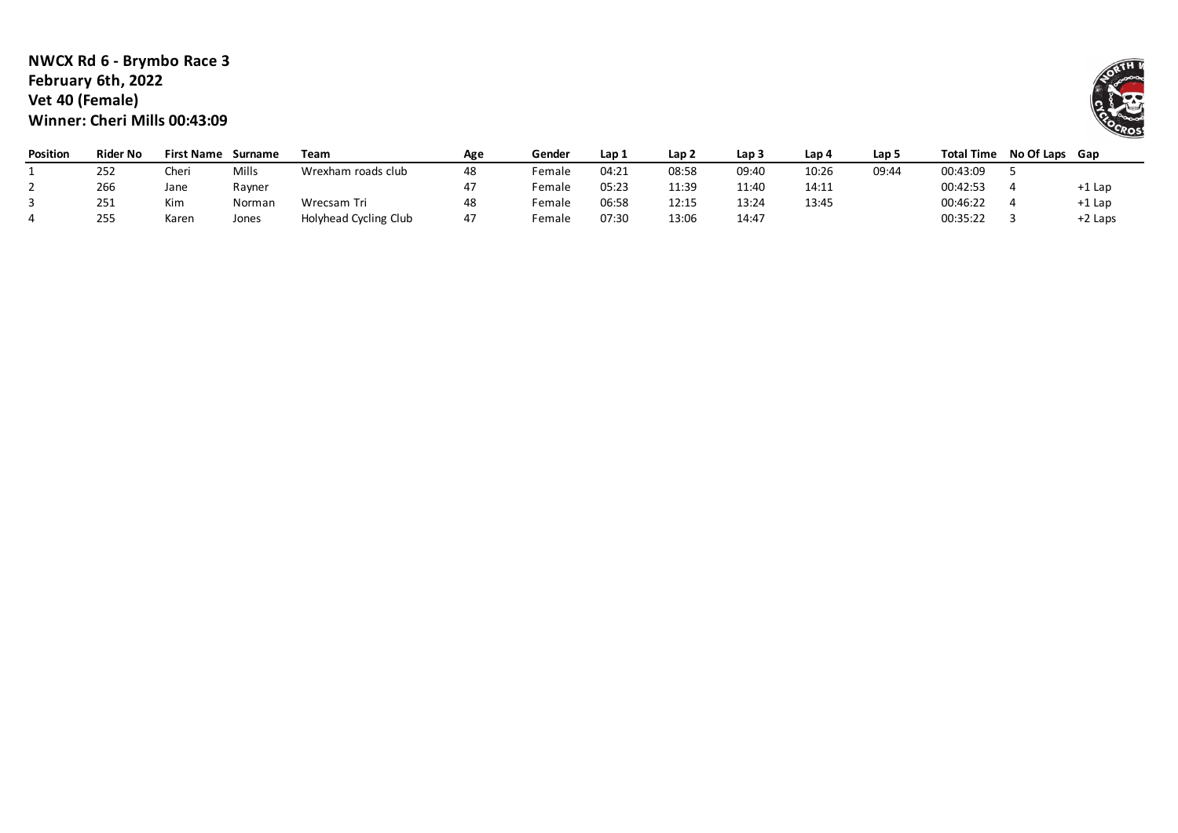**NWCX Rd 6 - Brymbo Race 3**
**February 6th, 2022**
**Vet 40 (Female)**
**Winner: Cheri Mills 00:43:09**

| Position | Rider No | First Name | Surname | Team | Age | Gender | Lap 1 | Lap 2 | Lap 3 | Lap 4 | Lap 5 | Total Time | No Of Laps | Gap |
|---|---|---|---|---|---|---|---|---|---|---|---|---|---|---|
| 1 | 252 | Cheri | Mills | Wrexham roads club | 48 | Female | 04:21 | 08:58 | 09:40 | 10:26 | 09:44 | 00:43:09 | 5 | |
| 2 | 266 | Jane | Rayner | | 47 | Female | 05:23 | 11:39 | 11:40 | 14:11 | | 00:42:53 | 4 | +1 Lap |
| 3 | 251 | Kim | Norman | Wrecsam Tri | 48 | Female | 06:58 | 12:15 | 13:24 | 13:45 | | 00:46:22 | 4 | +1 Lap |
| 4 | 255 | Karen | Jones | Holyhead Cycling Club | 47 | Female | 07:30 | 13:06 | 14:47 | | | 00:35:22 | 3 | +2 Laps |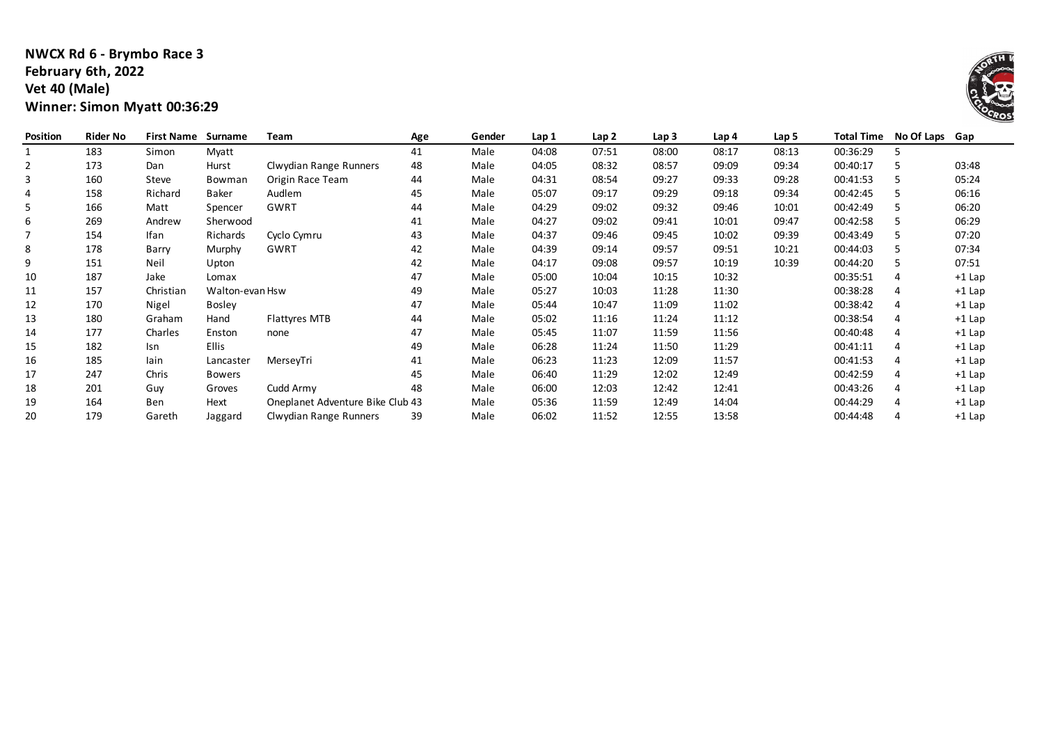**NWCX Rd 6 - Brymbo Race 3**
**February 6th, 2022**
**Vet 40 (Male)**
**Winner: Simon Myatt 00:36:29**

| Position | Rider No | First Name | Surname | Team | Age | Gender | Lap 1 | Lap 2 | Lap 3 | Lap 4 | Lap 5 | Total Time | No Of Laps | Gap |
|---|---|---|---|---|---|---|---|---|---|---|---|---|---|---|
| 1 | 183 | Simon | Myatt | | 41 | Male | 04:08 | 07:51 | 08:00 | 08:17 | 08:13 | 00:36:29 | 5 | |
| 2 | 173 | Dan | Hurst | Clwydian Range Runners | 48 | Male | 04:05 | 08:32 | 08:57 | 09:09 | 09:34 | 00:40:17 | 5 | 03:48 |
| 3 | 160 | Steve | Bowman | Origin Race Team | 44 | Male | 04:31 | 08:54 | 09:27 | 09:33 | 09:28 | 00:41:53 | 5 | 05:24 |
| 4 | 158 | Richard | Baker | Audlem | 45 | Male | 05:07 | 09:17 | 09:29 | 09:18 | 09:34 | 00:42:45 | 5 | 06:16 |
| 5 | 166 | Matt | Spencer | GWRT | 44 | Male | 04:29 | 09:02 | 09:32 | 09:46 | 10:01 | 00:42:49 | 5 | 06:20 |
| 6 | 269 | Andrew | Sherwood | | 41 | Male | 04:27 | 09:02 | 09:41 | 10:01 | 09:47 | 00:42:58 | 5 | 06:29 |
| 7 | 154 | Ifan | Richards | Cyclo Cymru | 43 | Male | 04:37 | 09:46 | 09:45 | 10:02 | 09:39 | 00:43:49 | 5 | 07:20 |
| 8 | 178 | Barry | Murphy | GWRT | 42 | Male | 04:39 | 09:14 | 09:57 | 09:51 | 10:21 | 00:44:03 | 5 | 07:34 |
| 9 | 151 | Neil | Upton | | 42 | Male | 04:17 | 09:08 | 09:57 | 10:19 | 10:39 | 00:44:20 | 5 | 07:51 |
| 10 | 187 | Jake | Lomax | | 47 | Male | 05:00 | 10:04 | 10:15 | 10:32 | | 00:35:51 | 4 | +1 Lap |
| 11 | 157 | Christian | Walton-evan Hsw | | 49 | Male | 05:27 | 10:03 | 11:28 | 11:30 | | 00:38:28 | 4 | +1 Lap |
| 12 | 170 | Nigel | Bosley | | 47 | Male | 05:44 | 10:47 | 11:09 | 11:02 | | 00:38:42 | 4 | +1 Lap |
| 13 | 180 | Graham | Hand | Flattyres MTB | 44 | Male | 05:02 | 11:16 | 11:24 | 11:12 | | 00:38:54 | 4 | +1 Lap |
| 14 | 177 | Charles | Enston | none | 47 | Male | 05:45 | 11:07 | 11:59 | 11:56 | | 00:40:48 | 4 | +1 Lap |
| 15 | 182 | Isn | Ellis | | 49 | Male | 06:28 | 11:24 | 11:50 | 11:29 | | 00:41:11 | 4 | +1 Lap |
| 16 | 185 | Iain | Lancaster | MerseyTri | 41 | Male | 06:23 | 11:23 | 12:09 | 11:57 | | 00:41:53 | 4 | +1 Lap |
| 17 | 247 | Chris | Bowers | | 45 | Male | 06:40 | 11:29 | 12:02 | 12:49 | | 00:42:59 | 4 | +1 Lap |
| 18 | 201 | Guy | Groves | Cudd Army | 48 | Male | 06:00 | 12:03 | 12:42 | 12:41 | | 00:43:26 | 4 | +1 Lap |
| 19 | 164 | Ben | Hext | Oneplanet Adventure Bike Club | 43 | Male | 05:36 | 11:59 | 12:49 | 14:04 | | 00:44:29 | 4 | +1 Lap |
| 20 | 179 | Gareth | Jaggard | Clwydian Range Runners | 39 | Male | 06:02 | 11:52 | 12:55 | 13:58 | | 00:44:48 | 4 | +1 Lap |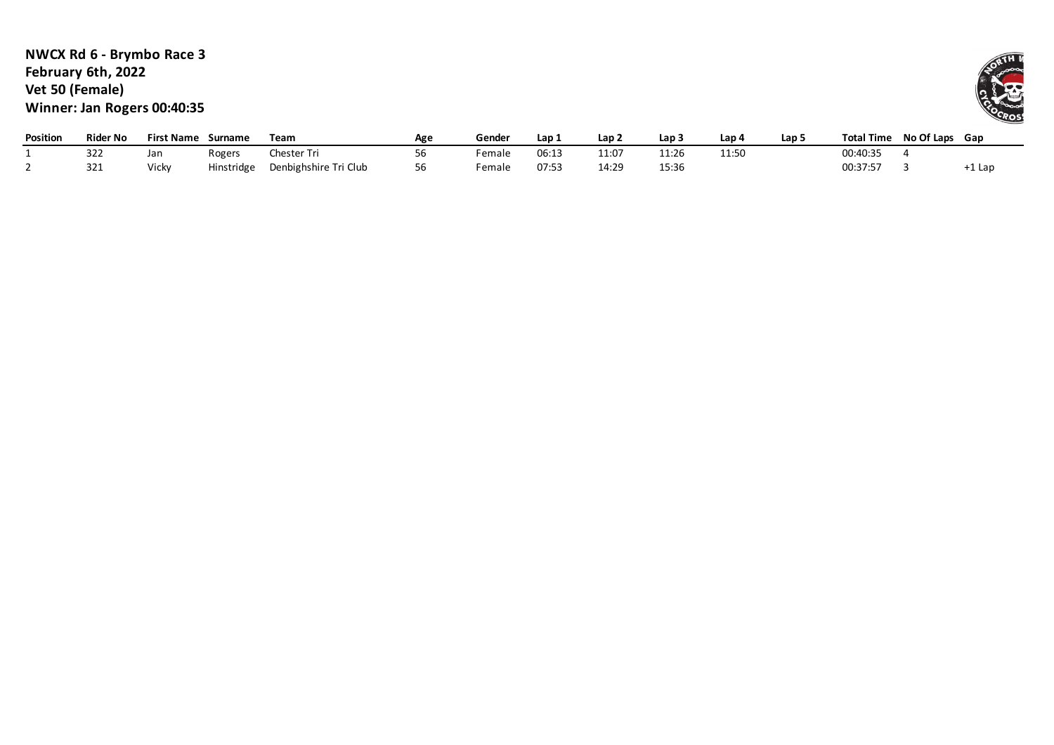**NWCX Rd 6 - Brymbo Race 3**
**February 6th, 2022**
**Vet 50 (Female)**
**Winner: Jan Rogers 00:40:35**

| Position | Rider No | First Name | Surname | Team | Age | Gender | Lap 1 | Lap 2 | Lap 3 | Lap 4 | Lap 5 | Total Time | No Of Laps | Gap |
|---|---|---|---|---|---|---|---|---|---|---|---|---|---|---|
| 1 | 322 | Jan | Rogers | Chester Tri | 56 | Female | 06:13 | 11:07 | 11:26 | 11:50 | | 00:40:35 | 4 | |
| 2 | 321 | Vicky | Hinstridge | Denbighshire Tri Club | 56 | Female | 07:53 | 14:29 | 15:36 | | | 00:37:57 | 3 | +1 Lap |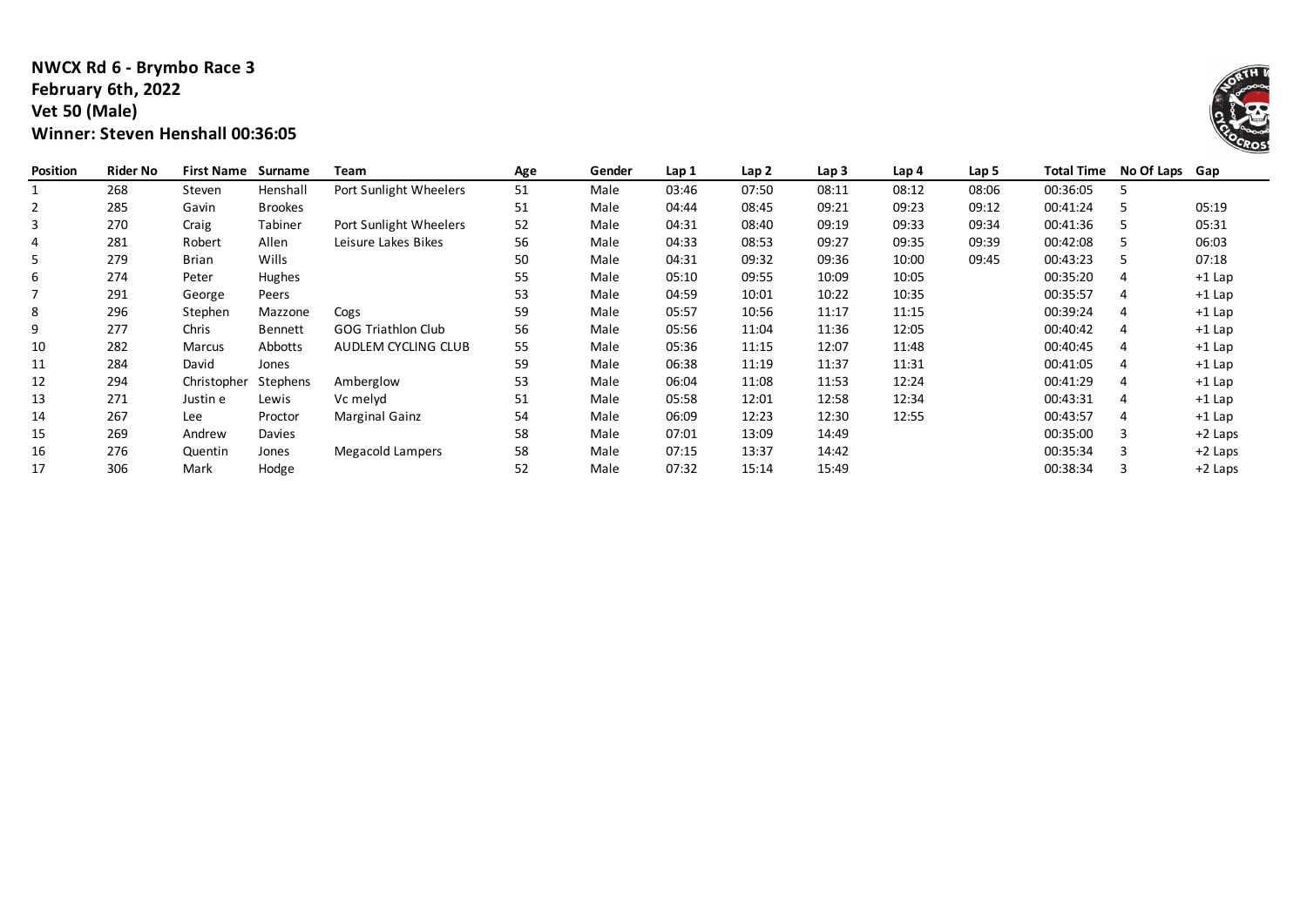**NWCX Rd 6 - Brymbo Race 3**
**February 6th, 2022**
**Vet 50 (Male)**
**Winner: Steven Henshall 00:36:05**

| Position | Rider No | First Name | Surname | Team | Age | Gender | Lap 1 | Lap 2 | Lap 3 | Lap 4 | Lap 5 | Total Time | No Of Laps | Gap |
|---|---|---|---|---|---|---|---|---|---|---|---|---|---|---|
| 1 | 268 | Steven | Henshall | Port Sunlight Wheelers | 51 | Male | 03:46 | 07:50 | 08:11 | 08:12 | 08:06 | 00:36:05 | 5 | |
| 2 | 285 | Gavin | Brookes | | 51 | Male | 04:44 | 08:45 | 09:21 | 09:23 | 09:12 | 00:41:24 | 5 | 05:19 |
| 3 | 270 | Craig | Tabiner | Port Sunlight Wheelers | 52 | Male | 04:31 | 08:40 | 09:19 | 09:33 | 09:34 | 00:41:36 | 5 | 05:31 |
| 4 | 281 | Robert | Allen | Leisure Lakes Bikes | 56 | Male | 04:33 | 08:53 | 09:27 | 09:35 | 09:39 | 00:42:08 | 5 | 06:03 |
| 5 | 279 | Brian | Wills | | 50 | Male | 04:31 | 09:32 | 09:36 | 10:00 | 09:45 | 00:43:23 | 5 | 07:18 |
| 6 | 274 | Peter | Hughes | | 55 | Male | 05:10 | 09:55 | 10:09 | 10:05 | | 00:35:20 | 4 | +1 Lap |
| 7 | 291 | George | Peers | | 53 | Male | 04:59 | 10:01 | 10:22 | 10:35 | | 00:35:57 | 4 | +1 Lap |
| 8 | 296 | Stephen | Mazzone | Cogs | 59 | Male | 05:57 | 10:56 | 11:17 | 11:15 | | 00:39:24 | 4 | +1 Lap |
| 9 | 277 | Chris | Bennett | GOG Triathlon Club | 56 | Male | 05:56 | 11:04 | 11:36 | 12:05 | | 00:40:42 | 4 | +1 Lap |
| 10 | 282 | Marcus | Abbotts | AUDLEM CYCLING CLUB | 55 | Male | 05:36 | 11:15 | 12:07 | 11:48 | | 00:40:45 | 4 | +1 Lap |
| 11 | 284 | David | Jones | | 59 | Male | 06:38 | 11:19 | 11:37 | 11:31 | | 00:41:05 | 4 | +1 Lap |
| 12 | 294 | Christopher | Stephens | Amberglow | 53 | Male | 06:04 | 11:08 | 11:53 | 12:24 | | 00:41:29 | 4 | +1 Lap |
| 13 | 271 | Justin e | Lewis | Vc melyd | 51 | Male | 05:58 | 12:01 | 12:58 | 12:34 | | 00:43:31 | 4 | +1 Lap |
| 14 | 267 | Lee | Proctor | Marginal Gainz | 54 | Male | 06:09 | 12:23 | 12:30 | 12:55 | | 00:43:57 | 4 | +1 Lap |
| 15 | 269 | Andrew | Davies | | 58 | Male | 07:01 | 13:09 | 14:49 | | | 00:35:00 | 3 | +2 Laps |
| 16 | 276 | Quentin | Jones | Megacold Lampers | 58 | Male | 07:15 | 13:37 | 14:42 | | | 00:35:34 | 3 | +2 Laps |
| 17 | 306 | Mark | Hodge | | 52 | Male | 07:32 | 15:14 | 15:49 | | | 00:38:34 | 3 | +2 Laps |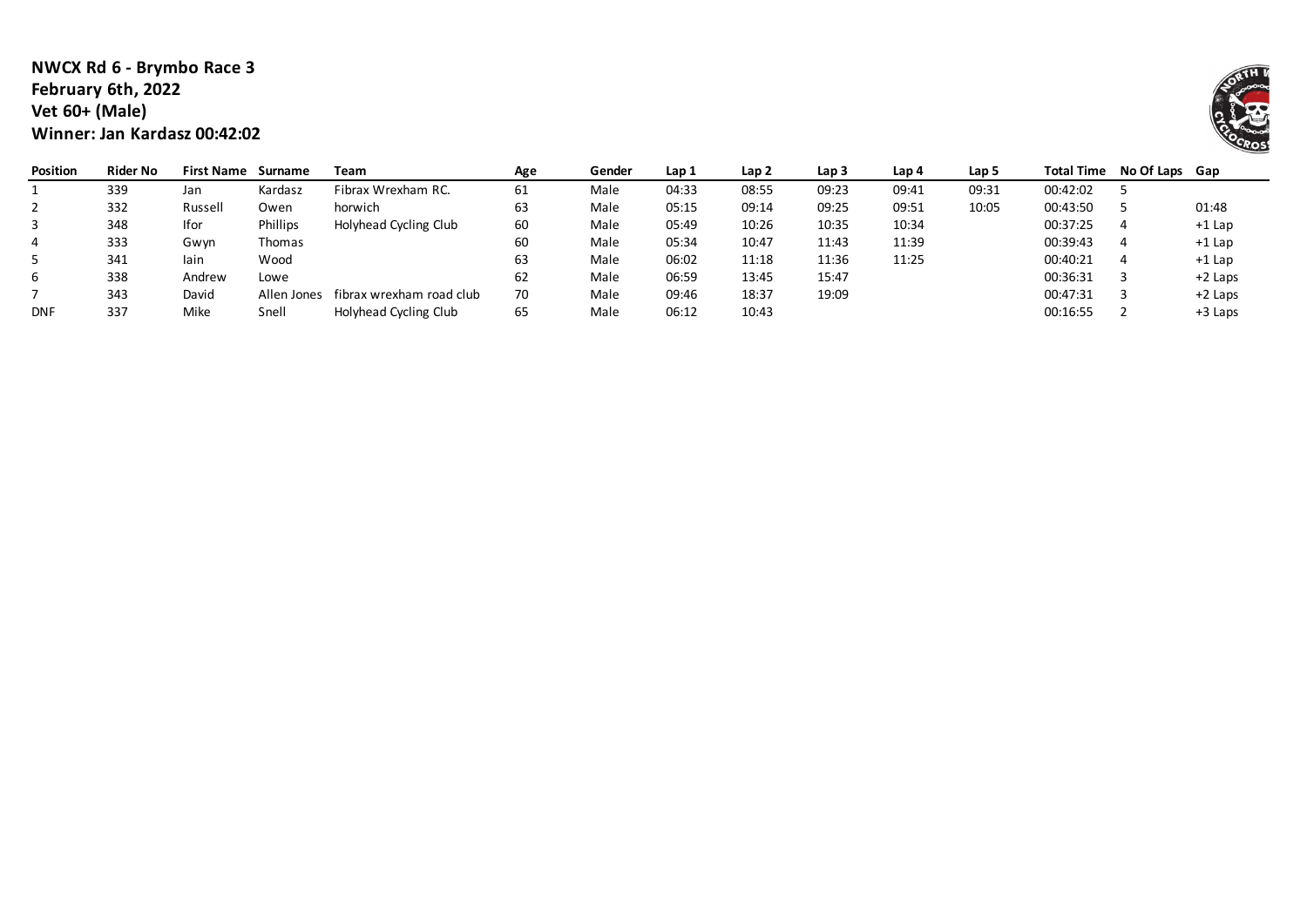**NWCX Rd 6 - Brymbo Race 3**
**February 6th, 2022**
**Vet 60+ (Male)**
**Winner: Jan Kardasz 00:42:02**

| Position | Rider No | First Name | Surname | Team | Age | Gender | Lap 1 | Lap 2 | Lap 3 | Lap 4 | Lap 5 | Total Time | No Of Laps | Gap |
|---|---|---|---|---|---|---|---|---|---|---|---|---|---|---|
| 1 | 339 | Jan | Kardasz | Fibrax Wrexham RC. | 61 | Male | 04:33 | 08:55 | 09:23 | 09:41 | 09:31 | 00:42:02 | 5 | |
| 2 | 332 | Russell | Owen | horwich | 63 | Male | 05:15 | 09:14 | 09:25 | 09:51 | 10:05 | 00:43:50 | 5 | 01:48 |
| 3 | 348 | Ifor | Phillips | Holyhead Cycling Club | 60 | Male | 05:49 | 10:26 | 10:35 | 10:34 | | 00:37:25 | 4 | +1 Lap |
| 4 | 333 | Gwyn | Thomas | | 60 | Male | 05:34 | 10:47 | 11:43 | 11:39 | | 00:39:43 | 4 | +1 Lap |
| 5 | 341 | Iain | Wood | | 63 | Male | 06:02 | 11:18 | 11:36 | 11:25 | | 00:40:21 | 4 | +1 Lap |
| 6 | 338 | Andrew | Lowe | | 62 | Male | 06:59 | 13:45 | 15:47 | | | 00:36:31 | 3 | +2 Laps |
| 7 | 343 | David | Allen Jones | fibrax wrexham road club | 70 | Male | 09:46 | 18:37 | 19:09 | | | 00:47:31 | 3 | +2 Laps |
| DNF | 337 | Mike | Snell | Holyhead Cycling Club | 65 | Male | 06:12 | 10:43 | | | | 00:16:55 | 2 | +3 Laps |